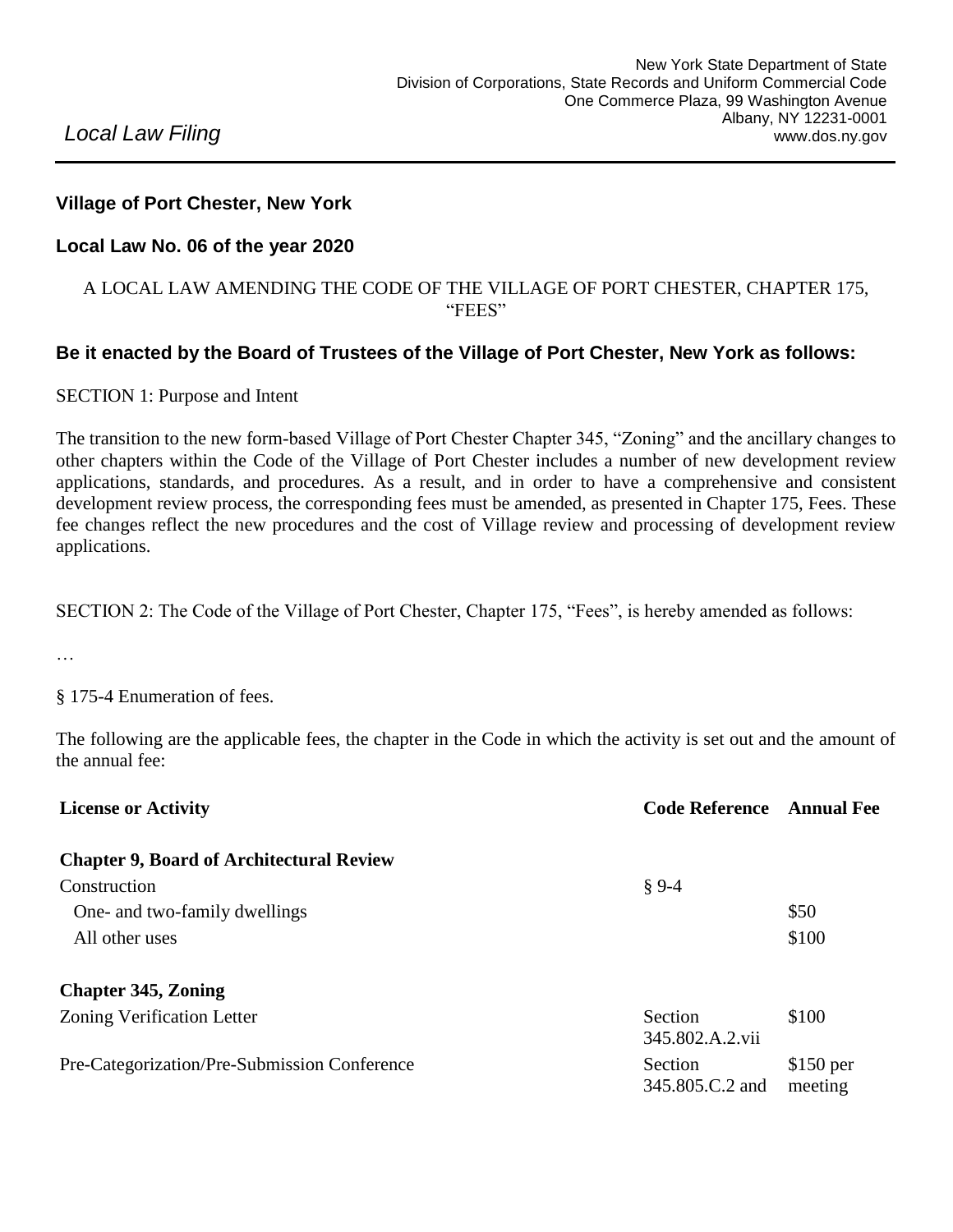*Local Law Filing*

New York State Department of State
Division of Corporations, State Records and Uniform Commercial Code
One Commerce Plaza, 99 Washington Avenue
Albany, NY 12231-0001
www.dos.ny.gov

**Village of Port Chester, New York**

**Local Law No. 06 of the year 2020**

A LOCAL LAW AMENDING THE CODE OF THE VILLAGE OF PORT CHESTER, CHAPTER 175, "FEES"

**Be it enacted by the Board of Trustees of the Village of Port Chester, New York as follows:**

SECTION 1: Purpose and Intent

The transition to the new form-based Village of Port Chester Chapter 345, "Zoning" and the ancillary changes to other chapters within the Code of the Village of Port Chester includes a number of new development review applications, standards, and procedures. As a result, and in order to have a comprehensive and consistent development review process, the corresponding fees must be amended, as presented in Chapter 175, Fees. These fee changes reflect the new procedures and the cost of Village review and processing of development review applications.

SECTION 2: The Code of the Village of Port Chester, Chapter 175, "Fees", is hereby amended as follows:

…

§ 175-4 Enumeration of fees.

The following are the applicable fees, the chapter in the Code in which the activity is set out and the amount of the annual fee:

| License or Activity | Code Reference | Annual Fee |
|---|---|---|
| **Chapter 9, Board of Architectural Review** | | |
| Construction | § 9-4 | |
| One- and two-family dwellings | | $50 |
| All other uses | | $100 |
| **Chapter 345, Zoning** | | |
| Zoning Verification Letter | Section 345.802.A.2.vii | $100 |
| Pre-Categorization/Pre-Submission Conference | Section 345.805.C.2 and | $150 per meeting |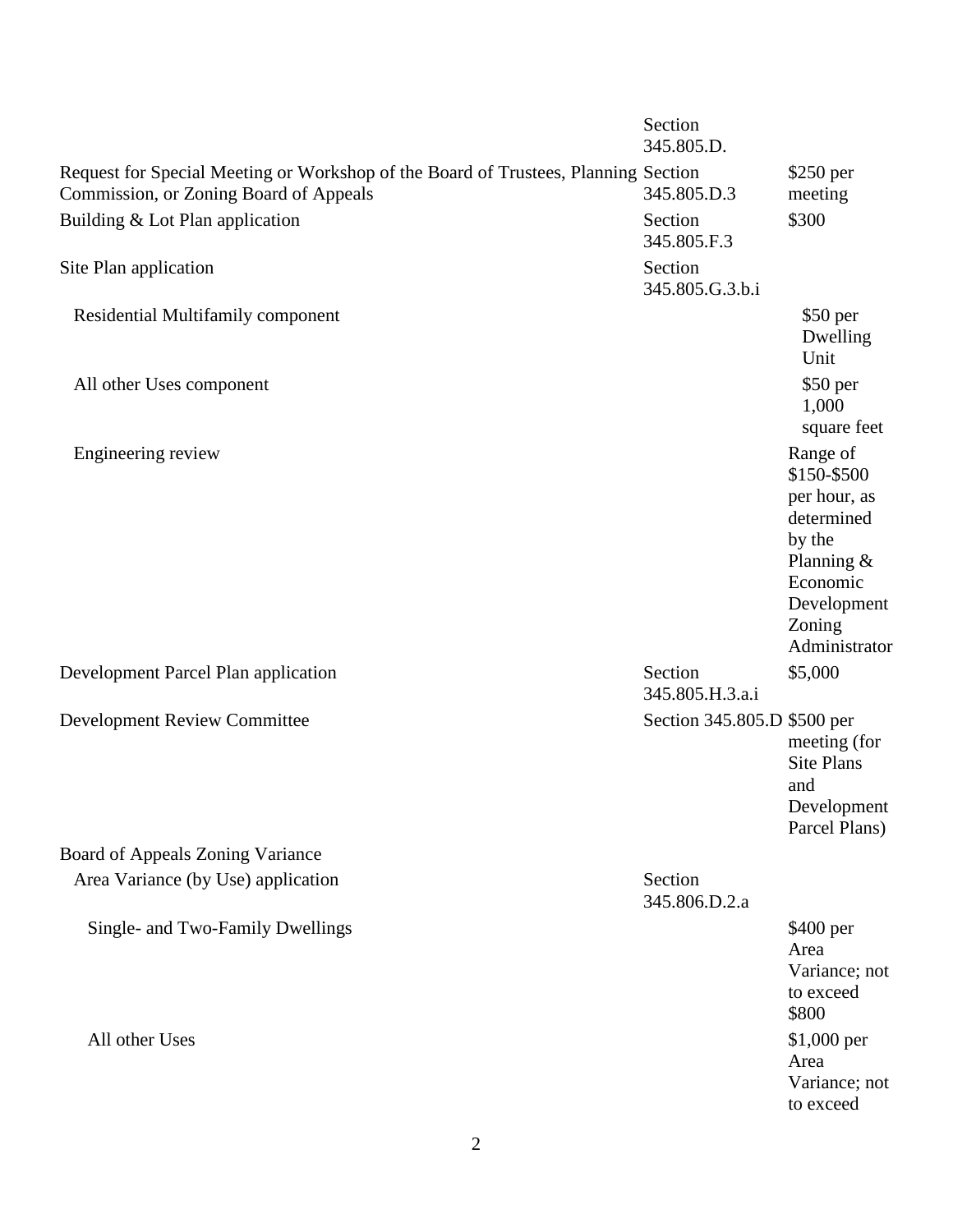| | | |
|---|---|---|
| | Section 345.805.D. | |
| Request for Special Meeting or Workshop of the Board of Trustees, Planning Commission, or Zoning Board of Appeals | Section 345.805.D.3 | $250 per meeting |
| Building & Lot Plan application | Section 345.805.F.3 | $300 |
| Site Plan application | Section 345.805.G.3.b.i | |
| Residential Multifamily component | | $50 per Dwelling Unit |
| All other Uses component | | $50 per 1,000 square feet |
| Engineering review | | Range of $150-$500 per hour, as determined by the Planning & Economic Development Zoning Administrator |
| Development Parcel Plan application | Section 345.805.H.3.a.i | $5,000 |
| Development Review Committee | Section 345.805.D | $500 per meeting (for Site Plans and Development Parcel Plans) |
| Board of Appeals Zoning Variance | | |
| Area Variance (by Use) application | Section 345.806.D.2.a | |
| Single- and Two-Family Dwellings | | $400 per Area Variance; not to exceed $800 |
| All other Uses | | $1,000 per Area Variance; not to exceed |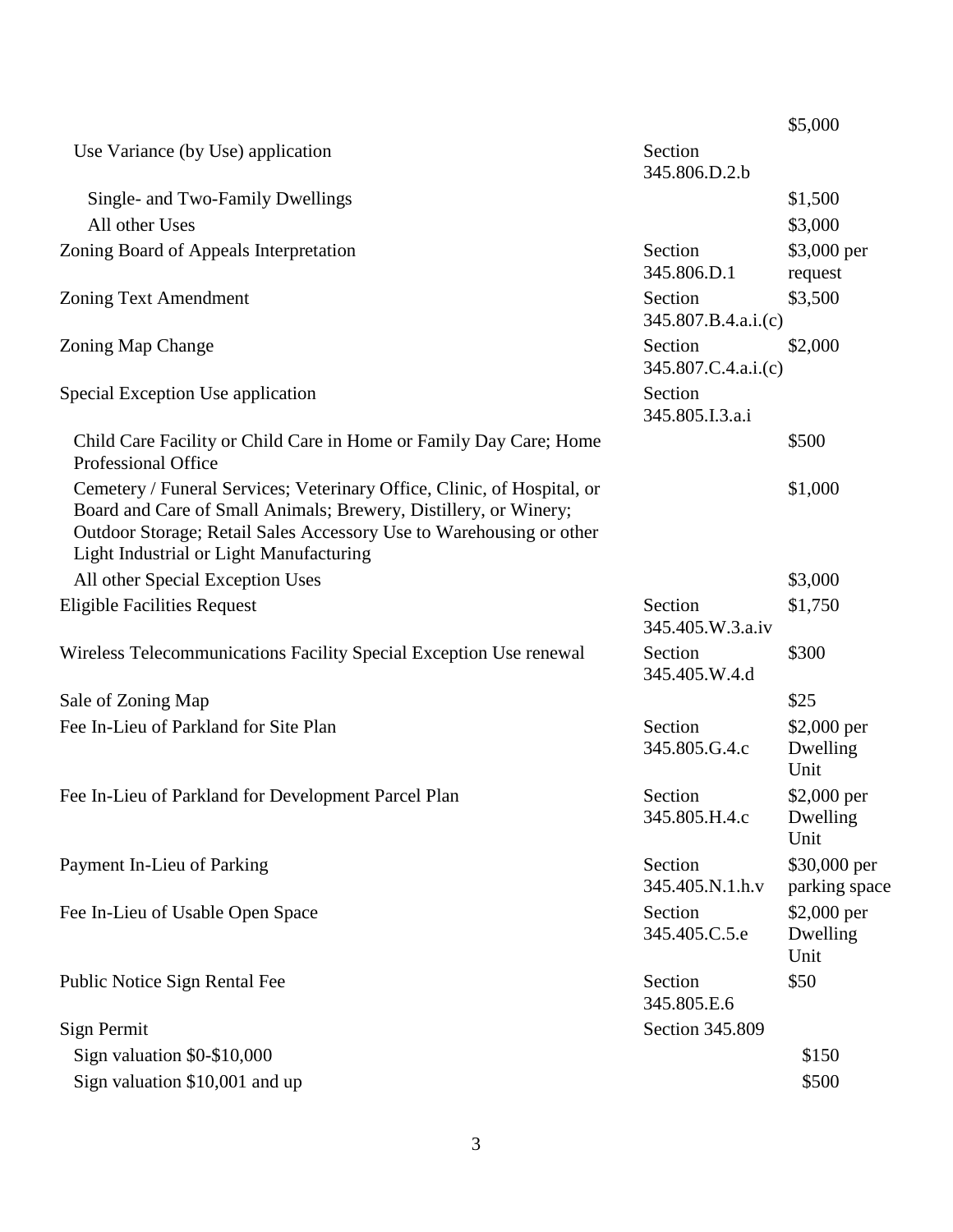| | | |
|---|---|---|
| | | $5,000 |
| Use Variance (by Use) application | Section 345.806.D.2.b | |
| Single- and Two-Family Dwellings | | $1,500 |
| All other Uses | | $3,000 |
| Zoning Board of Appeals Interpretation | Section 345.806.D.1 | $3,000 per request |
| Zoning Text Amendment | Section 345.807.B.4.a.i.(c) | $3,500 |
| Zoning Map Change | Section 345.807.C.4.a.i.(c) | $2,000 |
| Special Exception Use application | Section 345.805.I.3.a.i | |
| Child Care Facility or Child Care in Home or Family Day Care; Home Professional Office | | $500 |
| Cemetery / Funeral Services; Veterinary Office, Clinic, of Hospital, or Board and Care of Small Animals; Brewery, Distillery, or Winery; Outdoor Storage; Retail Sales Accessory Use to Warehousing or other Light Industrial or Light Manufacturing | | $1,000 |
| All other Special Exception Uses | | $3,000 |
| Eligible Facilities Request | Section 345.405.W.3.a.iv | $1,750 |
| Wireless Telecommunications Facility Special Exception Use renewal | Section 345.405.W.4.d | $300 |
| Sale of Zoning Map | | $25 |
| Fee In-Lieu of Parkland for Site Plan | Section 345.805.G.4.c | $2,000 per Dwelling Unit |
| Fee In-Lieu of Parkland for Development Parcel Plan | Section 345.805.H.4.c | $2,000 per Dwelling Unit |
| Payment In-Lieu of Parking | Section 345.405.N.1.h.v | $30,000 per parking space |
| Fee In-Lieu of Usable Open Space | Section 345.405.C.5.e | $2,000 per Dwelling Unit |
| Public Notice Sign Rental Fee | Section 345.805.E.6 | $50 |
| Sign Permit | Section 345.809 | |
| Sign valuation $0-$10,000 | | $150 |
| Sign valuation $10,001 and up | | $500 |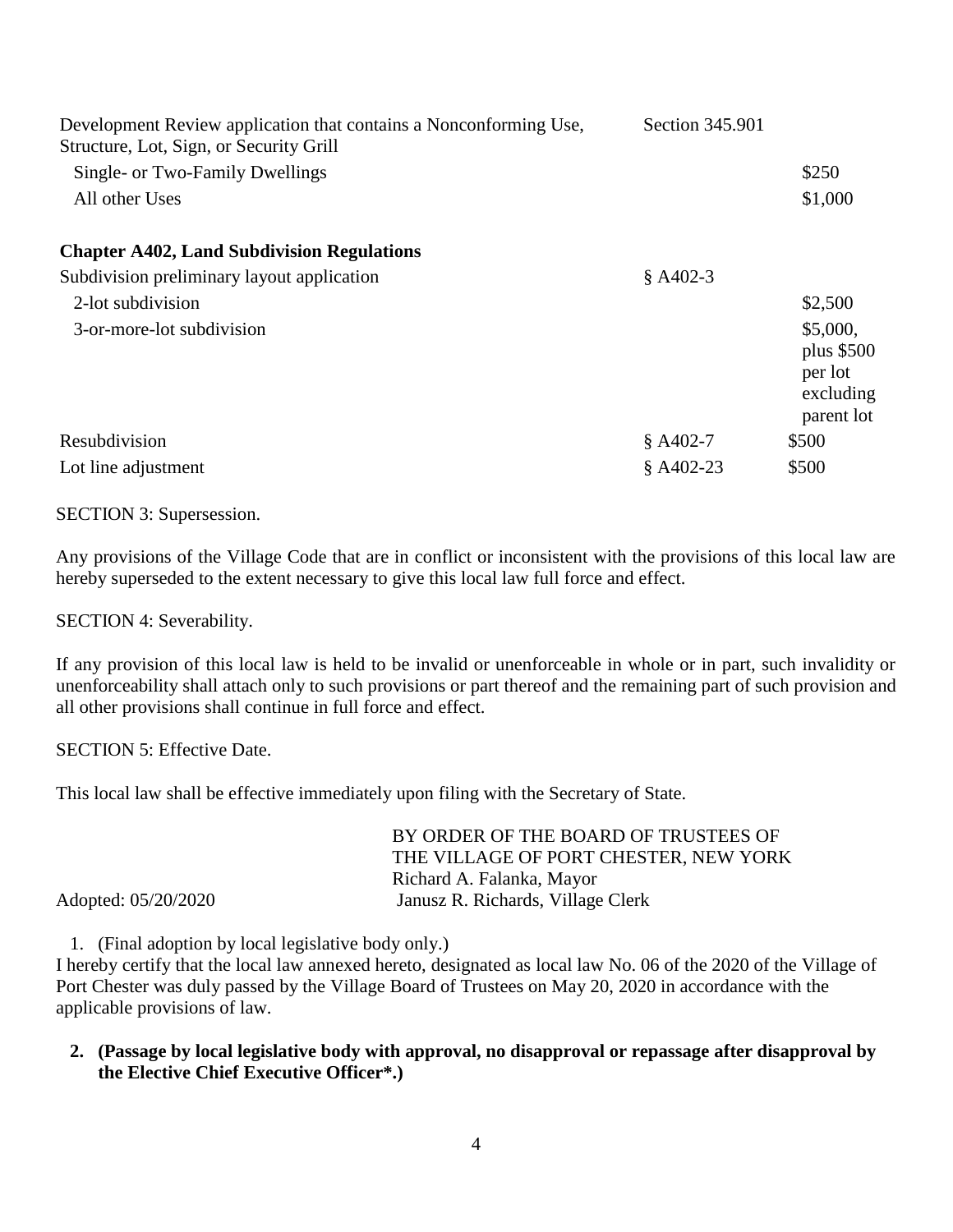| | | |
|---|---|---|
| Development Review application that contains a Nonconforming Use, Structure, Lot, Sign, or Security Grill | Section 345.901 | |
| Single- or Two-Family Dwellings | | $250 |
| All other Uses | | $1,000 |
| **Chapter A402, Land Subdivision Regulations** | | |
| Subdivision preliminary layout application | § A402-3 | |
| 2-lot subdivision | | $2,500 |
| 3-or-more-lot subdivision | | $5,000, plus $500 per lot excluding parent lot |
| Resubdivision | § A402-7 | $500 |
| Lot line adjustment | § A402-23 | $500 |

SECTION 3: Supersession.

Any provisions of the Village Code that are in conflict or inconsistent with the provisions of this local law are hereby superseded to the extent necessary to give this local law full force and effect.

SECTION 4: Severability.

If any provision of this local law is held to be invalid or unenforceable in whole or in part, such invalidity or unenforceability shall attach only to such provisions or part thereof and the remaining part of such provision and all other provisions shall continue in full force and effect.

SECTION 5: Effective Date.

This local law shall be effective immediately upon filing with the Secretary of State.

BY ORDER OF THE BOARD OF TRUSTEES OF
THE VILLAGE OF PORT CHESTER, NEW YORK
Richard A. Falanka, Mayor
Janusz R. Richards, Village Clerk

Adopted: 05/20/2020

1. (Final adoption by local legislative body only.)

I hereby certify that the local law annexed hereto, designated as local law No. 06 of the 2020 of the Village of Port Chester was duly passed by the Village Board of Trustees on May 20, 2020 in accordance with the applicable provisions of law.

2. **(Passage by local legislative body with approval, no disapproval or repassage after disapproval by the Elective Chief Executive Officer*.)**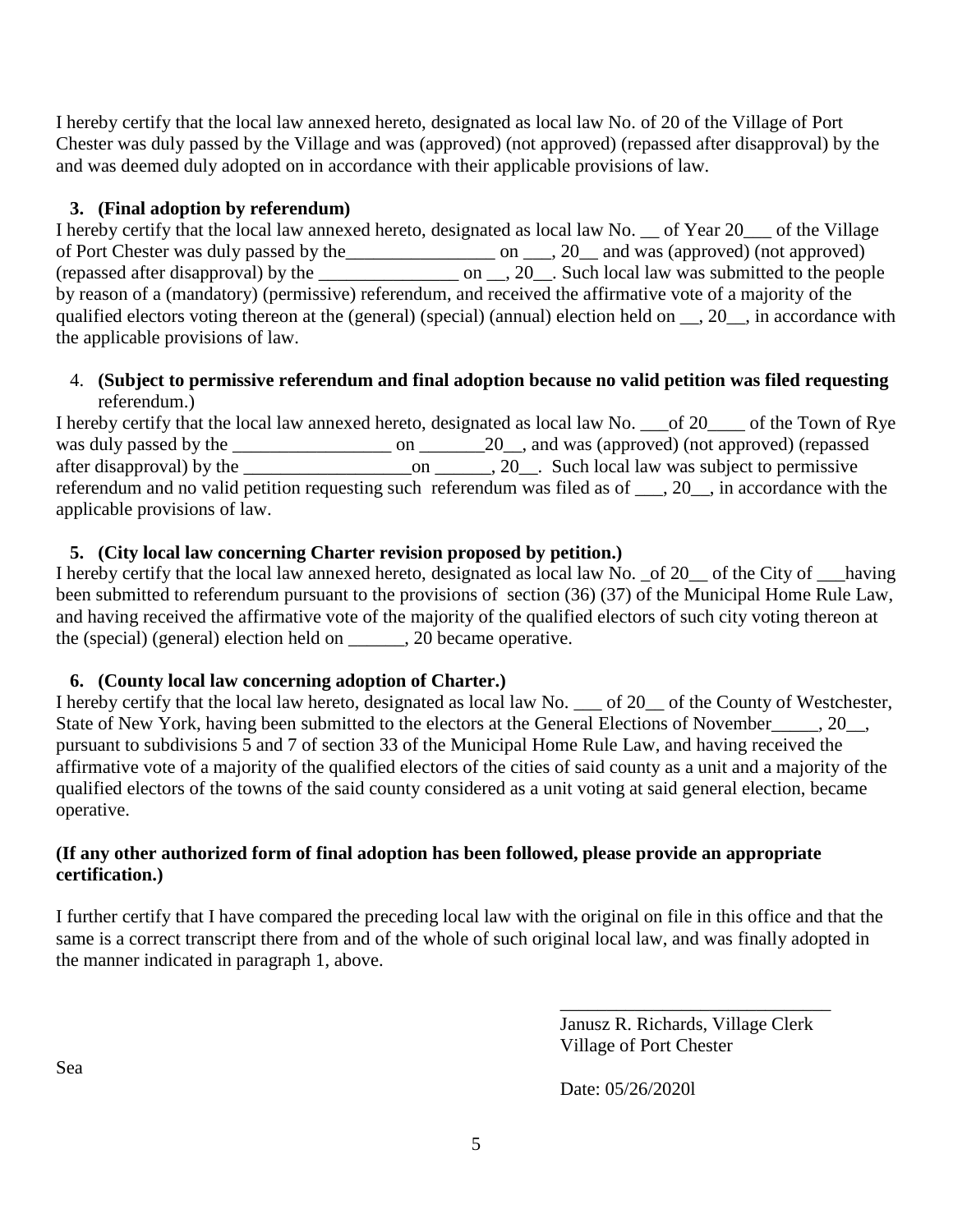I hereby certify that the local law annexed hereto, designated as local law No. of 20 of the Village of Port Chester was duly passed by the Village and was (approved) (not approved) (repassed after disapproval) by the and was deemed duly adopted on in accordance with their applicable provisions of law.

**3. (Final adoption by referendum)**

I hereby certify that the local law annexed hereto, designated as local law No. __ of Year 20___ of the Village of Port Chester was duly passed by the________________ on ___, 20__ and was (approved) (not approved) (repassed after disapproval) by the _______________ on __, 20__. Such local law was submitted to the people by reason of a (mandatory) (permissive) referendum, and received the affirmative vote of a majority of the qualified electors voting thereon at the (general) (special) (annual) election held on __, 20__, in accordance with the applicable provisions of law.

4. **(Subject to permissive referendum and final adoption because no valid petition was filed requesting** referendum.)

I hereby certify that the local law annexed hereto, designated as local law No. ___of 20____ of the Town of Rye was duly passed by the _________________ on _______20__, and was (approved) (not approved) (repassed after disapproval) by the __________________on ______, 20__. Such local law was subject to permissive referendum and no valid petition requesting such referendum was filed as of ___, 20__, in accordance with the applicable provisions of law.

**5. (City local law concerning Charter revision proposed by petition.)**

I hereby certify that the local law annexed hereto, designated as local law No. _of 20__ of the City of ___having been submitted to referendum pursuant to the provisions of section (36) (37) of the Municipal Home Rule Law, and having received the affirmative vote of the majority of the qualified electors of such city voting thereon at the (special) (general) election held on ______, 20 became operative.

**6. (County local law concerning adoption of Charter.)**

I hereby certify that the local law hereto, designated as local law No. ___ of 20__ of the County of Westchester, State of New York, having been submitted to the electors at the General Elections of November_____, 20__, pursuant to subdivisions 5 and 7 of section 33 of the Municipal Home Rule Law, and having received the affirmative vote of a majority of the qualified electors of the cities of said county as a unit and a majority of the qualified electors of the towns of the said county considered as a unit voting at said general election, became operative.

**(If any other authorized form of final adoption has been followed, please provide an appropriate certification.)**

I further certify that I have compared the preceding local law with the original on file in this office and that the same is a correct transcript there from and of the whole of such original local law, and was finally adopted in the manner indicated in paragraph 1, above.

_____________________________

Janusz R. Richards, Village Clerk
Village of Port Chester

Sea

Date: 05/26/2020l